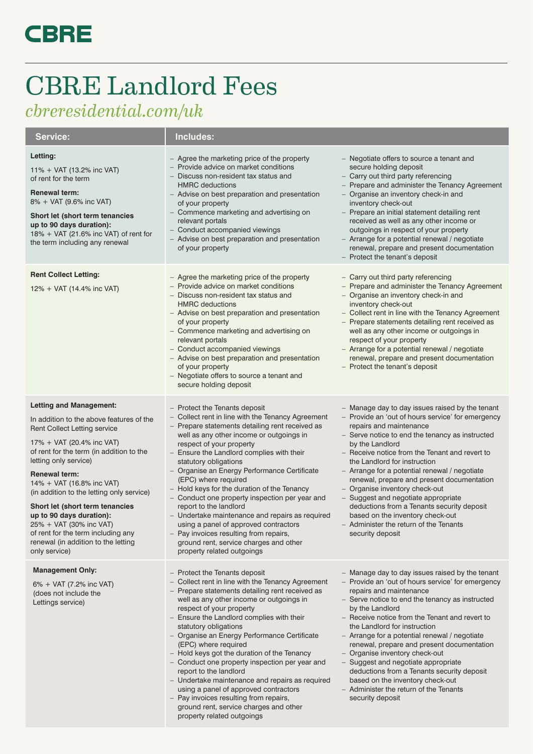# CBRE

# CBRE Landlord Fees

*cbreresidential.com/uk*

| Service: | Includes: | |
|---|---|---|
| **Letting:**<br>11% + VAT (13.2% inc VAT) of rent for the term<br>**Renewal term:**<br>8% + VAT (9.6% inc VAT)<br>**Short let (short term tenancies up to 90 days duration):**<br>18% + VAT (21.6% inc VAT) of rent for the term including any renewal | – Agree the marketing price of the property<br>– Provide advice on market conditions<br>– Discuss non-resident tax status and HMRC deductions<br>– Advise on best preparation and presentation of your property<br>– Commence marketing and advertising on relevant portals<br>– Conduct accompanied viewings<br>– Advise on best preparation and presentation of your property | – Negotiate offers to source a tenant and secure holding deposit<br>– Carry out third party referencing<br>– Prepare and administer the Tenancy Agreement<br>– Organise an inventory check-in and inventory check-out<br>– Prepare an initial statement detailing rent received as well as any other income or outgoings in respect of your property<br>– Arrange for a potential renewal / negotiate renewal, prepare and present documentation<br>– Protect the tenant's deposit |
| **Rent Collect Letting:**<br>12% + VAT (14.4% inc VAT) | – Agree the marketing price of the property<br>– Provide advice on market conditions<br>– Discuss non-resident tax status and HMRC deductions<br>– Advise on best preparation and presentation of your property<br>– Commence marketing and advertising on relevant portals<br>– Conduct accompanied viewings<br>– Advise on best preparation and presentation of your property<br>– Negotiate offers to source a tenant and secure holding deposit | – Carry out third party referencing<br>– Prepare and administer the Tenancy Agreement<br>– Organise an inventory check-in and inventory check-out<br>– Collect rent in line with the Tenancy Agreement<br>– Prepare statements detailing rent received as well as any other income or outgoings in respect of your property<br>– Arrange for a potential renewal / negotiate renewal, prepare and present documentation<br>– Protect the tenant's deposit |
| **Letting and Management:**<br>In addition to the above features of the Rent Collect Letting service<br>17% + VAT (20.4% inc VAT) of rent for the term (in addition to the letting only service)<br>**Renewal term:**<br>14% + VAT (16.8% inc VAT) (in addition to the letting only service)<br>**Short let (short term tenancies up to 90 days duration):**<br>25% + VAT (30% inc VAT) of rent for the term including any renewal (in addition to the letting only service) | – Protect the Tenants deposit<br>– Collect rent in line with the Tenancy Agreement<br>– Prepare statements detailing rent received as well as any other income or outgoings in respect of your property<br>– Ensure the Landlord complies with their statutory obligations<br>– Organise an Energy Performance Certificate (EPC) where required<br>– Hold keys for the duration of the Tenancy<br>– Conduct one property inspection per year and report to the landlord<br>– Undertake maintenance and repairs as required using a panel of approved contractors<br>– Pay invoices resulting from repairs, ground rent, service charges and other property related outgoings | – Manage day to day issues raised by the tenant<br>– Provide an 'out of hours service' for emergency repairs and maintenance<br>– Serve notice to end the tenancy as instructed by the Landlord<br>– Receive notice from the Tenant and revert to the Landlord for instruction<br>– Arrange for a potential renewal / negotiate renewal, prepare and present documentation<br>– Organise inventory check-out<br>– Suggest and negotiate appropriate deductions from a Tenants security deposit based on the inventory check-out<br>– Administer the return of the Tenants security deposit |
| **Management Only:**<br>6% + VAT (7.2% inc VAT) (does not include the Lettings service) | – Protect the Tenants deposit<br>– Collect rent in line with the Tenancy Agreement<br>– Prepare statements detailing rent received as well as any other income or outgoings in respect of your property<br>– Ensure the Landlord complies with their statutory obligations<br>– Organise an Energy Performance Certificate (EPC) where required<br>– Hold keys got the duration of the Tenancy<br>– Conduct one property inspection per year and report to the landlord<br>– Undertake maintenance and repairs as required using a panel of approved contractors<br>– Pay invoices resulting from repairs, ground rent, service charges and other property related outgoings | – Manage day to day issues raised by the tenant<br>– Provide an 'out of hours service' for emergency repairs and maintenance<br>– Serve notice to end the tenancy as instructed by the Landlord<br>– Receive notice from the Tenant and revert to the Landlord for instruction<br>– Arrange for a potential renewal / negotiate renewal, prepare and present documentation<br>– Organise inventory check-out<br>– Suggest and negotiate appropriate deductions from a Tenants security deposit based on the inventory check-out<br>– Administer the return of the Tenants security deposit |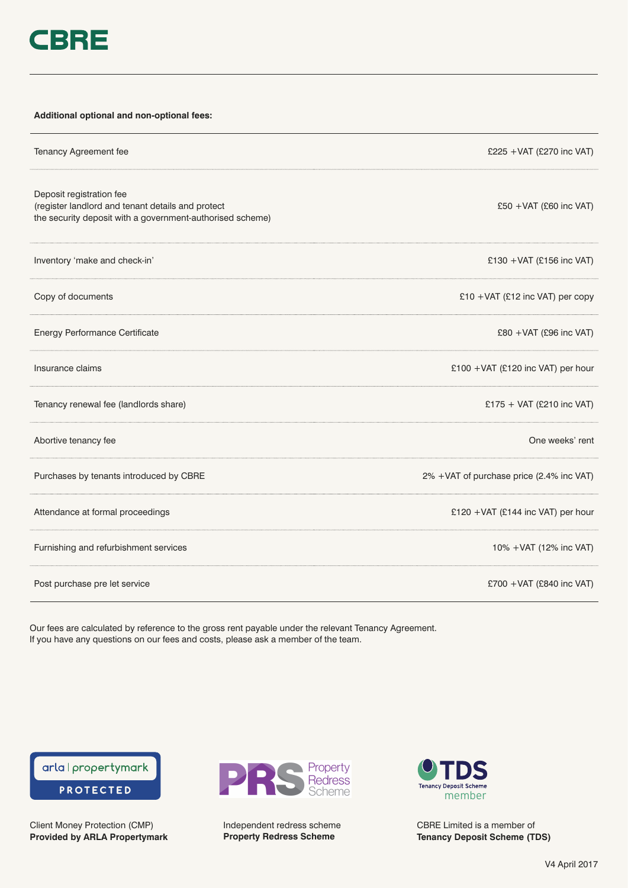**Additional optional and non-optional fees:**

| | |
|---|---|
| Tenancy Agreement fee | £225 +VAT (£270 inc VAT) |
| Deposit registration fee (register landlord and tenant details and protect the security deposit with a government-authorised scheme) | £50 +VAT (£60 inc VAT) |
| Inventory 'make and check-in' | £130 +VAT (£156 inc VAT) |
| Copy of documents | £10 +VAT (£12 inc VAT) per copy |
| Energy Performance Certificate | £80 +VAT (£96 inc VAT) |
| Insurance claims | £100 +VAT (£120 inc VAT) per hour |
| Tenancy renewal fee (landlords share) | £175 + VAT (£210 inc VAT) |
| Abortive tenancy fee | One weeks' rent |
| Purchases by tenants introduced by CBRE | 2% +VAT of purchase price (2.4% inc VAT) |
| Attendance at formal proceedings | £120 +VAT (£144 inc VAT) per hour |
| Furnishing and refurbishment services | 10% +VAT (12% inc VAT) |
| Post purchase pre let service | £700 +VAT (£840 inc VAT) |

Our fees are calculated by reference to the gross rent payable under the relevant Tenancy Agreement.
If you have any questions on our fees and costs, please ask a member of the team.

Client Money Protection (CMP)
**Provided by ARLA Propertymark**

Independent redress scheme
**Property Redress Scheme**

CBRE Limited is a member of
**Tenancy Deposit Scheme (TDS)**

V4 April 2017